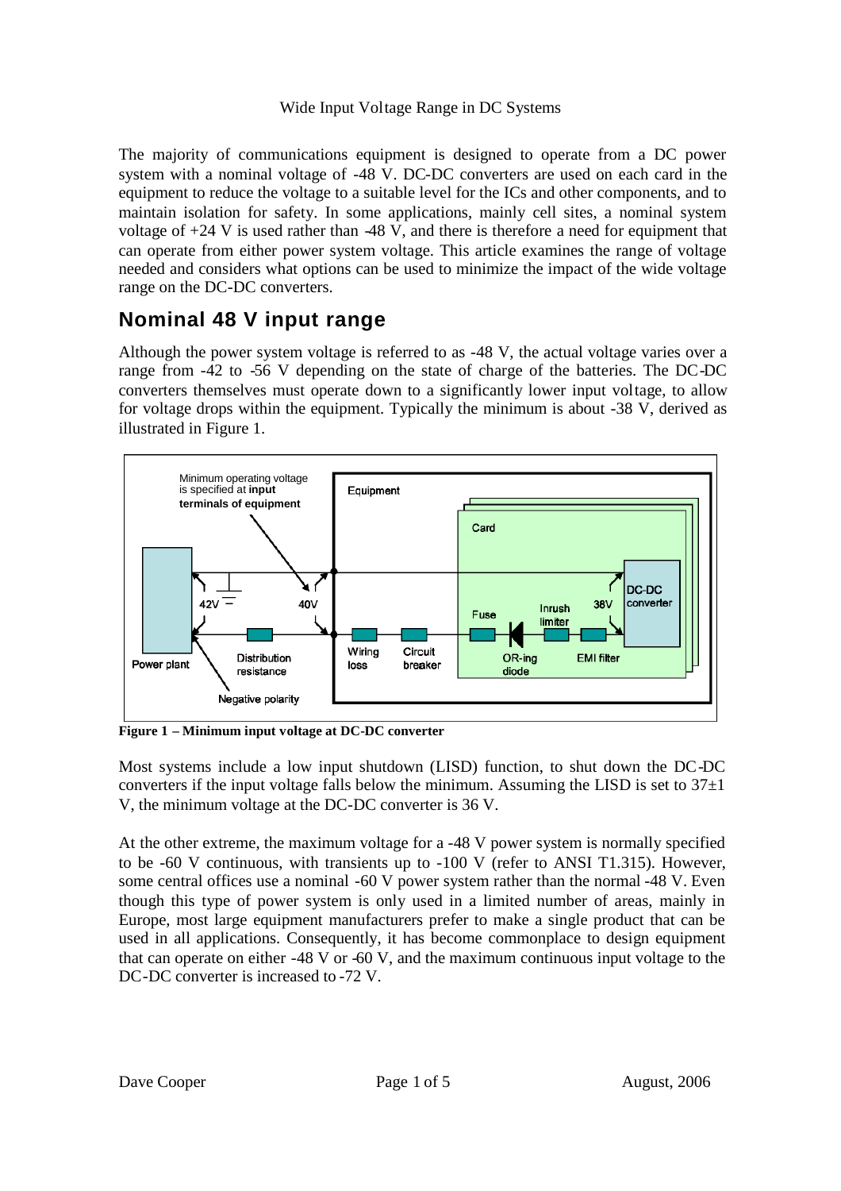Wide Input Voltage Range in DC Systems

The majority of communications equipment is designed to operate from a DC power system with a nominal voltage of -48 V. DC-DC converters are used on each card in the equipment to reduce the voltage to a suitable level for the ICs and other components, and to maintain isolation for safety. In some applications, mainly cell sites, a nominal system voltage of +24 V is used rather than -48 V, and there is therefore a need for equipment that can operate from either power system voltage. This article examines the range of voltage needed and considers what options can be used to minimize the impact of the wide voltage range on the DC-DC converters.

## Nominal 48 V input range

Although the power system voltage is referred to as -48 V, the actual voltage varies over a range from -42 to -56 V depending on the state of charge of the batteries. The DC-DC converters themselves must operate down to a significantly lower input voltage, to allow for voltage drops within the equipment. Typically the minimum is about -38 V, derived as illustrated in Figure 1.

**Figure 1 – Minimum input voltage at DC-DC converter**

Most systems include a low input shutdown (LISD) function, to shut down the DC-DC converters if the input voltage falls below the minimum. Assuming the LISD is set to 37±1 V, the minimum voltage at the DC-DC converter is 36 V.

At the other extreme, the maximum voltage for a -48 V power system is normally specified to be -60 V continuous, with transients up to -100 V (refer to ANSI T1.315). However, some central offices use a nominal -60 V power system rather than the normal -48 V. Even though this type of power system is only used in a limited number of areas, mainly in Europe, most large equipment manufacturers prefer to make a single product that can be used in all applications. Consequently, it has become commonplace to design equipment that can operate on either -48 V or -60 V, and the maximum continuous input voltage to the DC-DC converter is increased to -72 V.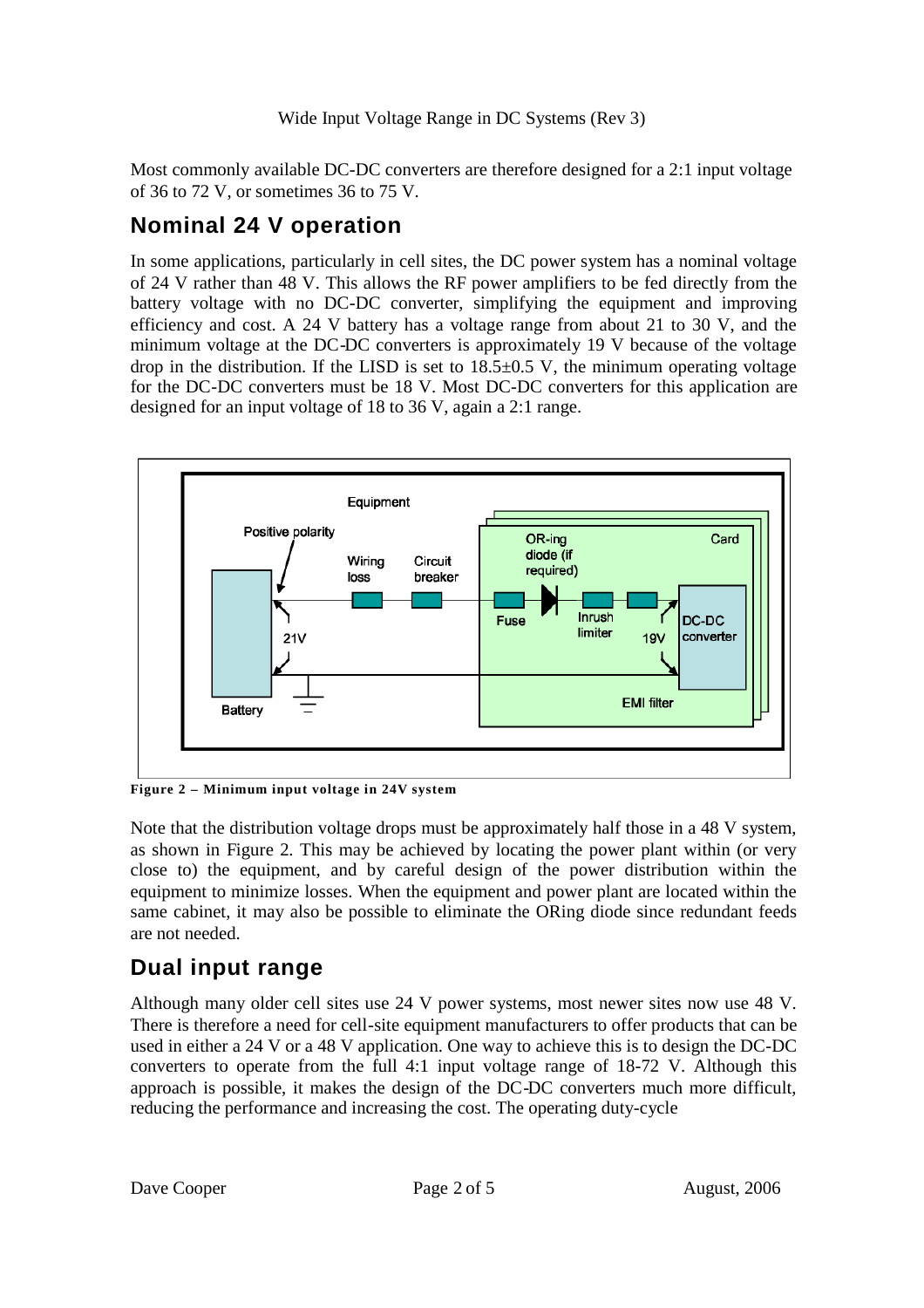Most commonly available DC-DC converters are therefore designed for a 2:1 input voltage of 36 to 72 V, or sometimes 36 to 75 V.

## Nominal 24 V operation

In some applications, particularly in cell sites, the DC power system has a nominal voltage of 24 V rather than 48 V. This allows the RF power amplifiers to be fed directly from the battery voltage with no DC-DC converter, simplifying the equipment and improving efficiency and cost. A 24 V battery has a voltage range from about 21 to 30 V, and the minimum voltage at the DC-DC converters is approximately 19 V because of the voltage drop in the distribution. If the LISD is set to 18.5±0.5 V, the minimum operating voltage for the DC-DC converters must be 18 V. Most DC-DC converters for this application are designed for an input voltage of 18 to 36 V, again a 2:1 range.

**Figure 2 – Minimum input voltage in 24V system**

Note that the distribution voltage drops must be approximately half those in a 48 V system, as shown in Figure 2. This may be achieved by locating the power plant within (or very close to) the equipment, and by careful design of the power distribution within the equipment to minimize losses. When the equipment and power plant are located within the same cabinet, it may also be possible to eliminate the ORing diode since redundant feeds are not needed.

## Dual input range

Although many older cell sites use 24 V power systems, most newer sites now use 48 V. There is therefore a need for cell-site equipment manufacturers to offer products that can be used in either a 24 V or a 48 V application. One way to achieve this is to design the DC-DC converters to operate from the full 4:1 input voltage range of 18-72 V. Although this approach is possible, it makes the design of the DC-DC converters much more difficult, reducing the performance and increasing the cost. The operating duty-cycle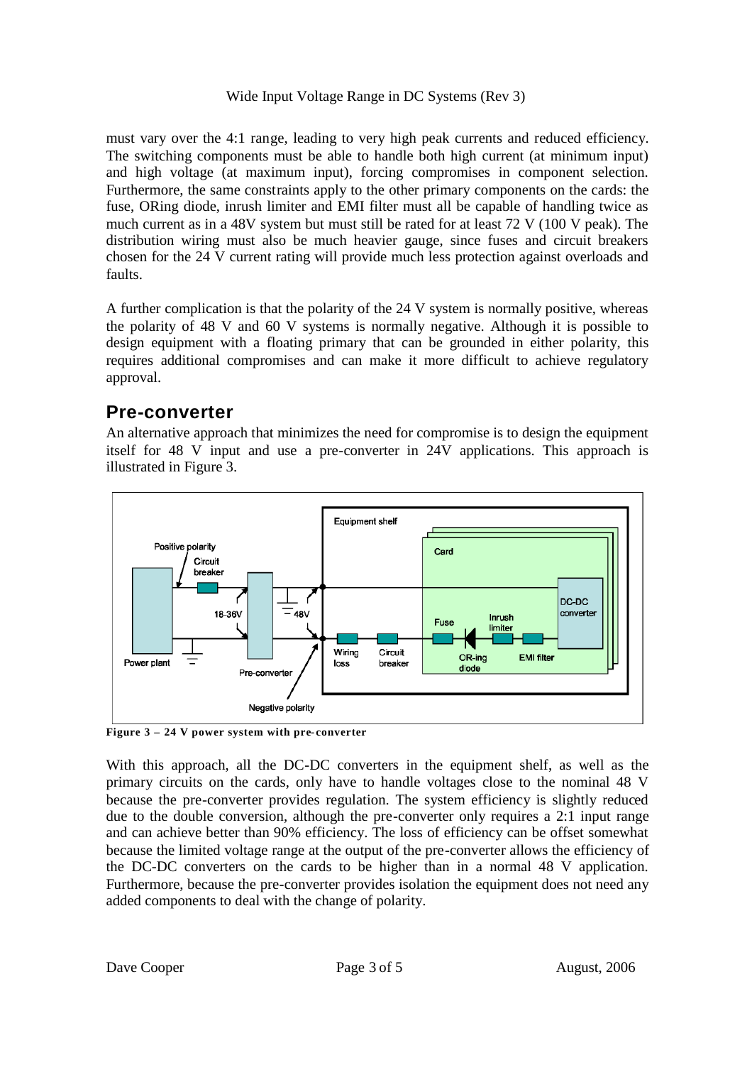must vary over the 4:1 range, leading to very high peak currents and reduced efficiency. The switching components must be able to handle both high current (at minimum input) and high voltage (at maximum input), forcing compromises in component selection. Furthermore, the same constraints apply to the other primary components on the cards: the fuse, ORing diode, inrush limiter and EMI filter must all be capable of handling twice as much current as in a 48V system but must still be rated for at least 72 V (100 V peak). The distribution wiring must also be much heavier gauge, since fuses and circuit breakers chosen for the 24 V current rating will provide much less protection against overloads and faults.

A further complication is that the polarity of the 24 V system is normally positive, whereas the polarity of 48 V and 60 V systems is normally negative. Although it is possible to design equipment with a floating primary that can be grounded in either polarity, this requires additional compromises and can make it more difficult to achieve regulatory approval.

## Pre-converter

An alternative approach that minimizes the need for compromise is to design the equipment itself for 48 V input and use a pre-converter in 24V applications. This approach is illustrated in Figure 3.

**Figure 3 – 24 V power system with pre-converter**

With this approach, all the DC-DC converters in the equipment shelf, as well as the primary circuits on the cards, only have to handle voltages close to the nominal 48 V because the pre-converter provides regulation. The system efficiency is slightly reduced due to the double conversion, although the pre-converter only requires a 2:1 input range and can achieve better than 90% efficiency. The loss of efficiency can be offset somewhat because the limited voltage range at the output of the pre-converter allows the efficiency of the DC-DC converters on the cards to be higher than in a normal 48 V application. Furthermore, because the pre-converter provides isolation the equipment does not need any added components to deal with the change of polarity.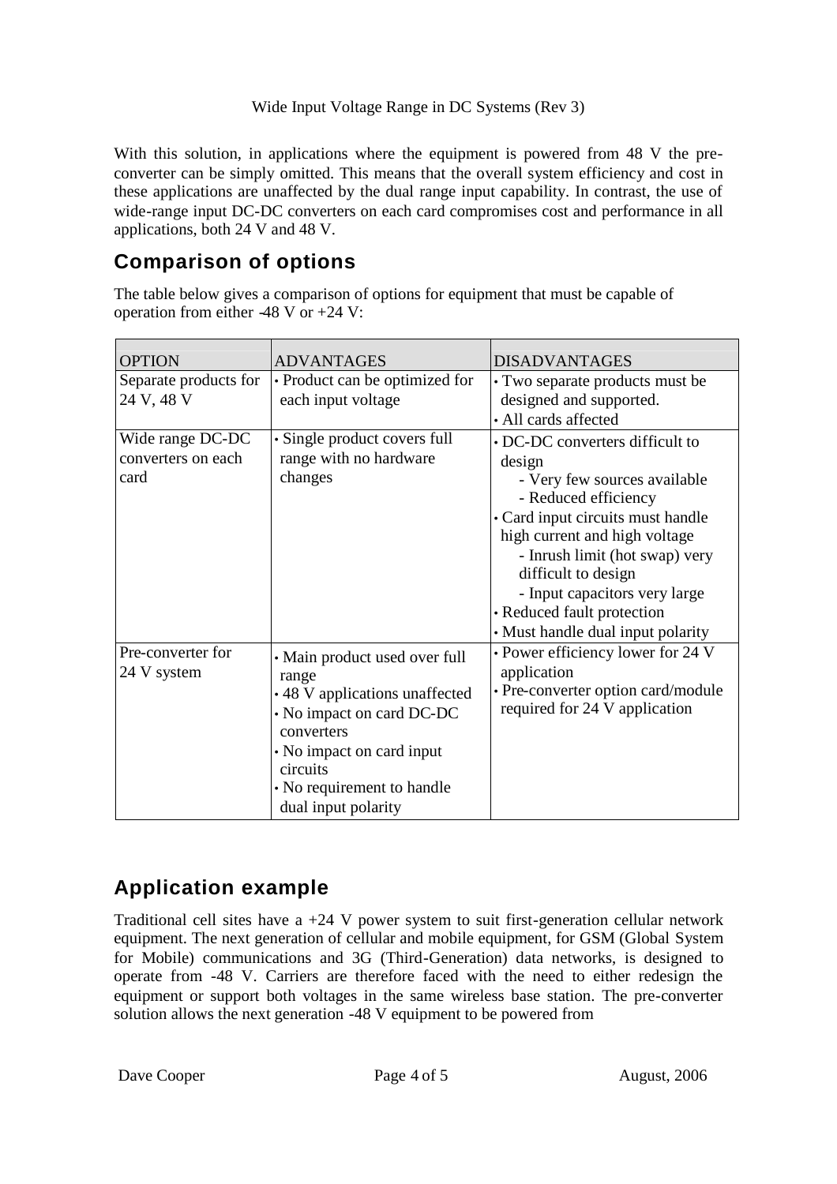With this solution, in applications where the equipment is powered from 48 V the pre-converter can be simply omitted. This means that the overall system efficiency and cost in these applications are unaffected by the dual range input capability. In contrast, the use of wide-range input DC-DC converters on each card compromises cost and performance in all applications, both 24 V and 48 V.

## Comparison of options

The table below gives a comparison of options for equipment that must be capable of operation from either -48 V or +24 V:

| OPTION | ADVANTAGES | DISADVANTAGES |
|---|---|---|
| Separate products for 24 V, 48 V | • Product can be optimized for each input voltage | • Two separate products must be designed and supported.<br>• All cards affected |
| Wide range DC-DC converters on each card | • Single product covers full range with no hardware changes | • DC-DC converters difficult to design<br>- Very few sources available<br>- Reduced efficiency<br>• Card input circuits must handle high current and high voltage<br>- Inrush limit (hot swap) very difficult to design<br>- Input capacitors very large<br>• Reduced fault protection<br>• Must handle dual input polarity |
| Pre-converter for 24 V system | • Main product used over full range<br>• 48 V applications unaffected<br>• No impact on card DC-DC converters<br>• No impact on card input circuits<br>• No requirement to handle dual input polarity | • Power efficiency lower for 24 V application<br>• Pre-converter option card/module required for 24 V application |

## Application example

Traditional cell sites have a +24 V power system to suit first-generation cellular network equipment. The next generation of cellular and mobile equipment, for GSM (Global System for Mobile) communications and 3G (Third-Generation) data networks, is designed to operate from -48 V. Carriers are therefore faced with the need to either redesign the equipment or support both voltages in the same wireless base station. The pre-converter solution allows the next generation -48 V equipment to be powered from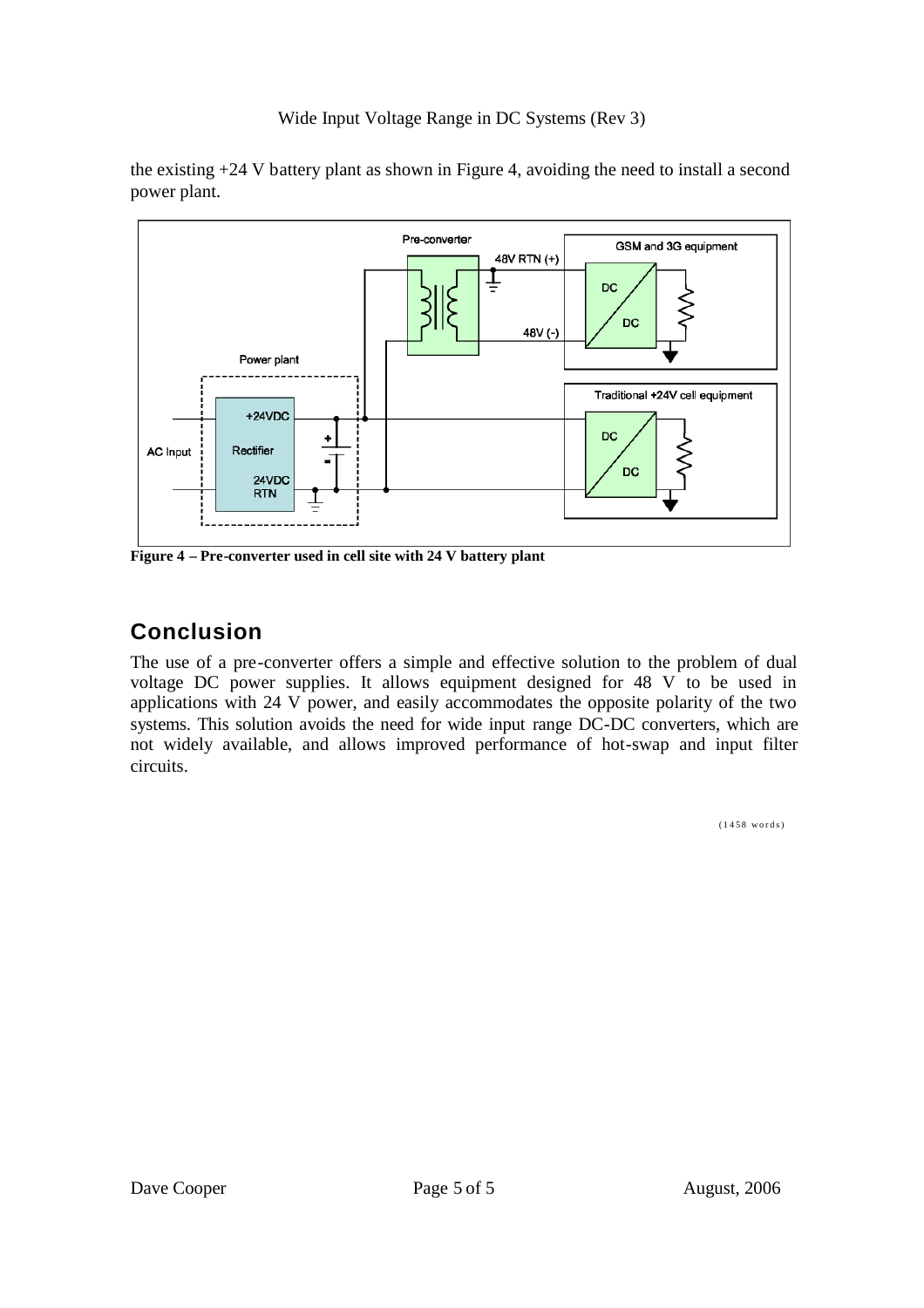the existing +24 V battery plant as shown in Figure 4, avoiding the need to install a second power plant.

Pre-converter

48V RTN (+)

48V (-)

GSM and 3G equipment

DC

DC

Power plant

+24VDC

Rectifier

24VDC RTN

AC Input

Traditional +24V cell equipment

DC

DC

**Figure 4 – Pre-converter used in cell site with 24 V battery plant**

## Conclusion

The use of a pre-converter offers a simple and effective solution to the problem of dual voltage DC power supplies. It allows equipment designed for 48 V to be used in applications with 24 V power, and easily accommodates the opposite polarity of the two systems. This solution avoids the need for wide input range DC-DC converters, which are not widely available, and allows improved performance of hot-swap and input filter circuits.

(1458 words)